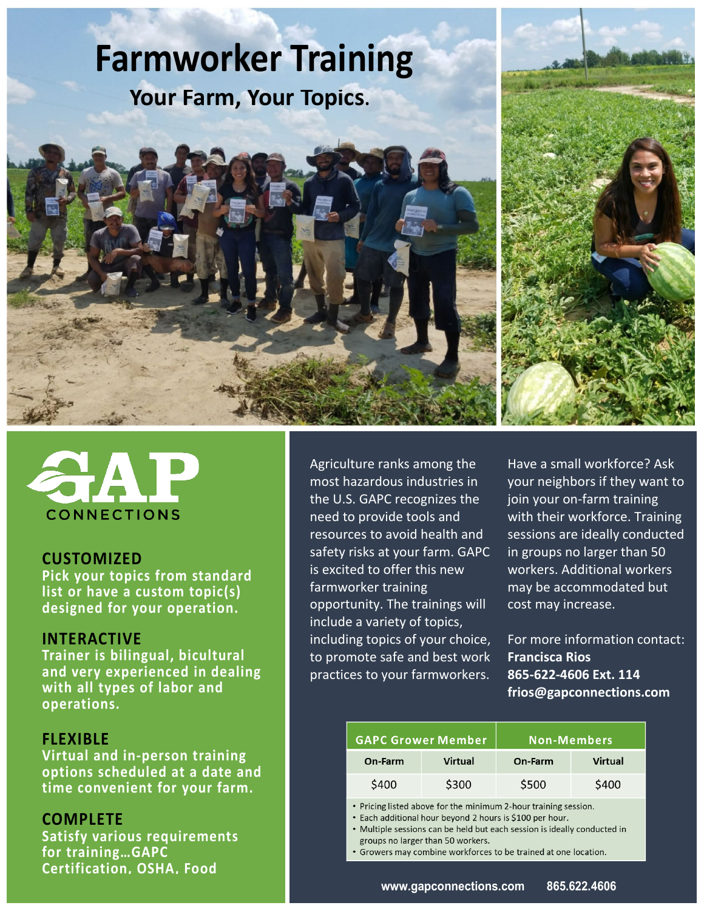# Farmworker Training

## Your Farm, Your Topics.

GAP CONNECTIONS

**CUSTOMIZED**
Pick your topics from standard list or have a custom topic(s) designed for your operation.

**INTERACTIVE**
Trainer is bilingual, bicultural and very experienced in dealing with all types of labor and operations.

**FLEXIBLE**
Virtual and in-person training options scheduled at a date and time convenient for your farm.

**COMPLETE**
Satisfy various requirements for training…GAPC Certification, OSHA, Food

Agriculture ranks among the most hazardous industries in the U.S. GAPC recognizes the need to provide tools and resources to avoid health and safety risks at your farm. GAPC is excited to offer this new farmworker training opportunity. The trainings will include a variety of topics, including topics of your choice, to promote safe and best work practices to your farmworkers.

Have a small workforce? Ask your neighbors if they want to join your on-farm training with their workforce. Training sessions are ideally conducted in groups no larger than 50 workers. Additional workers may be accommodated but cost may increase.

For more information contact:
**Francisca Rios**
**865-622-4606 Ext. 114**
**frios@gapconnections.com**

| GAPC Grower Member | | Non-Members | |
|---|---|---|---|
| On-Farm | Virtual | On-Farm | Virtual |
| $400 | $300 | $500 | $400 |

- Pricing listed above for the minimum 2-hour training session.
- Each additional hour beyond 2 hours is $100 per hour.
- Multiple sessions can be held but each session is ideally conducted in groups no larger than 50 workers.
- Growers may combine workforces to be trained at one location.

www.gapconnections.com 865.622.4606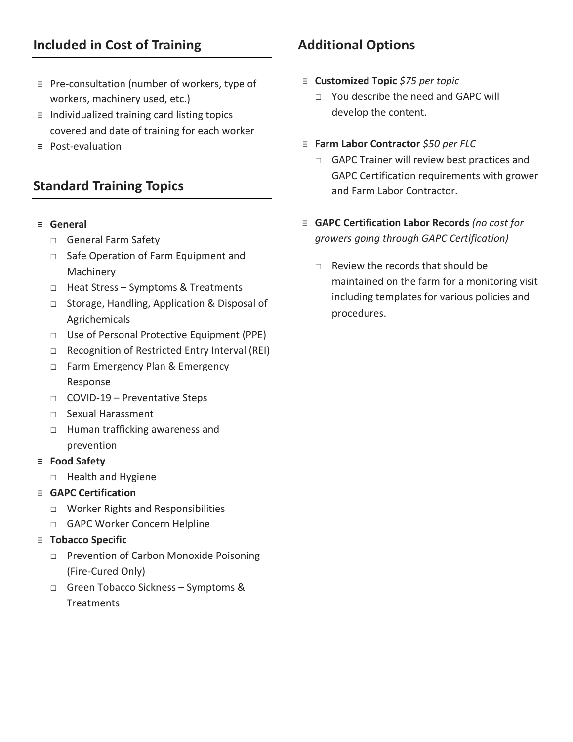## Included in Cost of Training

- Pre-consultation (number of workers, type of workers, machinery used, etc.)
- Individualized training card listing topics covered and date of training for each worker
- Post-evaluation

## Standard Training Topics

- **General**
  - General Farm Safety
  - Safe Operation of Farm Equipment and Machinery
  - Heat Stress – Symptoms & Treatments
  - Storage, Handling, Application & Disposal of Agrichemicals
  - Use of Personal Protective Equipment (PPE)
  - Recognition of Restricted Entry Interval (REI)
  - Farm Emergency Plan & Emergency Response
  - COVID-19 – Preventative Steps
  - Sexual Harassment
  - Human trafficking awareness and prevention
- **Food Safety**
  - Health and Hygiene
- **GAPC Certification**
  - Worker Rights and Responsibilities
  - GAPC Worker Concern Helpline
- **Tobacco Specific**
  - Prevention of Carbon Monoxide Poisoning (Fire-Cured Only)
  - Green Tobacco Sickness – Symptoms & Treatments

## Additional Options

- **Customized Topic** *$75 per topic*
  - You describe the need and GAPC will develop the content.
- **Farm Labor Contractor** *$50 per FLC*
  - GAPC Trainer will review best practices and GAPC Certification requirements with grower and Farm Labor Contractor.
- **GAPC Certification Labor Records** *(no cost for growers going through GAPC Certification)*
  - Review the records that should be maintained on the farm for a monitoring visit including templates for various policies and procedures.